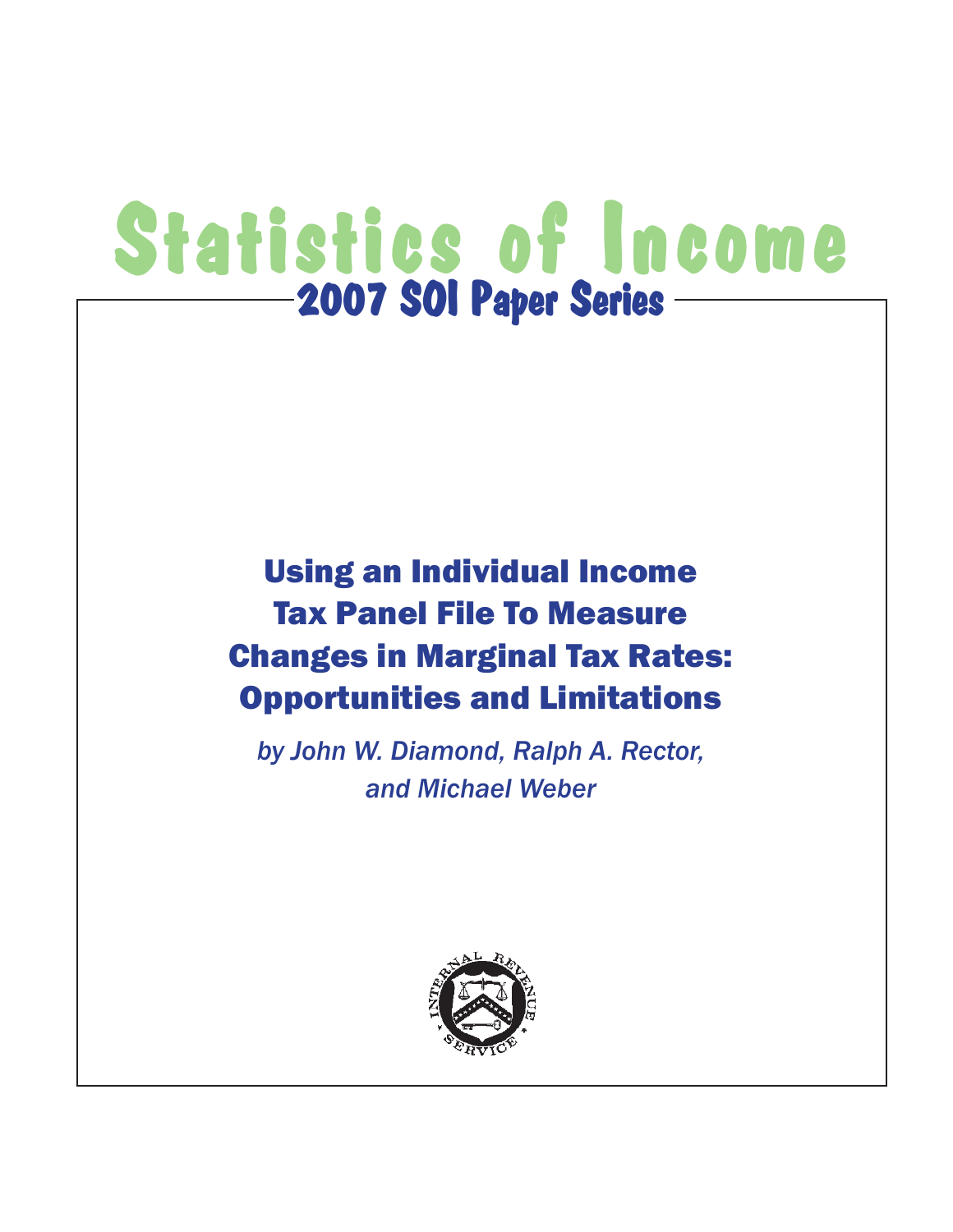# Statistics of Income

## 2007 SOI Paper Series

## Using an Individual Income Tax Panel File To Measure Changes in Marginal Tax Rates: Opportunities and Limitations

*by John W. Diamond, Ralph A. Rector, and Michael Weber*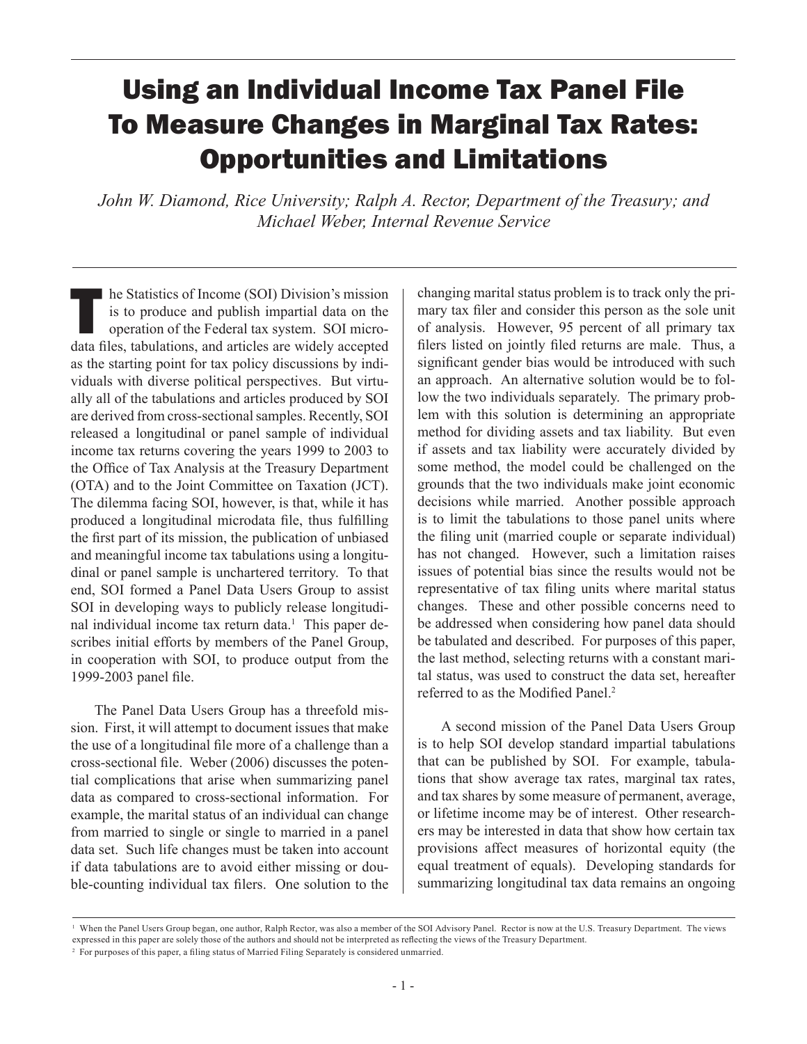# Using an Individual Income Tax Panel File To Measure Changes in Marginal Tax Rates: Opportunities and Limitations

*John W. Diamond, Rice University; Ralph A. Rector, Department of the Treasury; and Michael Weber, Internal Revenue Service*

The Statistics of Income (SOI) Division's mission is to produce and publish impartial data on the operation of the Federal tax system. SOI microdata files, tabulations, and articles are widely accepted as the starting point for tax policy discussions by individuals with diverse political perspectives. But virtually all of the tabulations and articles produced by SOI are derived from cross-sectional samples. Recently, SOI released a longitudinal or panel sample of individual income tax returns covering the years 1999 to 2003 to the Office of Tax Analysis at the Treasury Department (OTA) and to the Joint Committee on Taxation (JCT). The dilemma facing SOI, however, is that, while it has produced a longitudinal microdata file, thus fulfilling the first part of its mission, the publication of unbiased and meaningful income tax tabulations using a longitudinal or panel sample is unchartered territory. To that end, SOI formed a Panel Data Users Group to assist SOI in developing ways to publicly release longitudinal individual income tax return data.[1] This paper describes initial efforts by members of the Panel Group, in cooperation with SOI, to produce output from the 1999-2003 panel file.

The Panel Data Users Group has a threefold mission. First, it will attempt to document issues that make the use of a longitudinal file more of a challenge than a cross-sectional file. Weber (2006) discusses the potential complications that arise when summarizing panel data as compared to cross-sectional information. For example, the marital status of an individual can change from married to single or single to married in a panel data set. Such life changes must be taken into account if data tabulations are to avoid either missing or double-counting individual tax filers. One solution to the changing marital status problem is to track only the primary tax filer and consider this person as the sole unit of analysis. However, 95 percent of all primary tax filers listed on jointly filed returns are male. Thus, a significant gender bias would be introduced with such an approach. An alternative solution would be to follow the two individuals separately. The primary problem with this solution is determining an appropriate method for dividing assets and tax liability. But even if assets and tax liability were accurately divided by some method, the model could be challenged on the grounds that the two individuals make joint economic decisions while married. Another possible approach is to limit the tabulations to those panel units where the filing unit (married couple or separate individual) has not changed. However, such a limitation raises issues of potential bias since the results would not be representative of tax filing units where marital status changes. These and other possible concerns need to be addressed when considering how panel data should be tabulated and described. For purposes of this paper, the last method, selecting returns with a constant marital status, was used to construct the data set, hereafter referred to as the Modified Panel.[2]

A second mission of the Panel Data Users Group is to help SOI develop standard impartial tabulations that can be published by SOI. For example, tabulations that show average tax rates, marginal tax rates, and tax shares by some measure of permanent, average, or lifetime income may be of interest. Other researchers may be interested in data that show how certain tax provisions affect measures of horizontal equity (the equal treatment of equals). Developing standards for summarizing longitudinal tax data remains an ongoing

[1] When the Panel Users Group began, one author, Ralph Rector, was also a member of the SOI Advisory Panel. Rector is now at the U.S. Treasury Department. The views expressed in this paper are solely those of the authors and should not be interpreted as reflecting the views of the Treasury Department.

[2] For purposes of this paper, a filing status of Married Filing Separately is considered unmarried.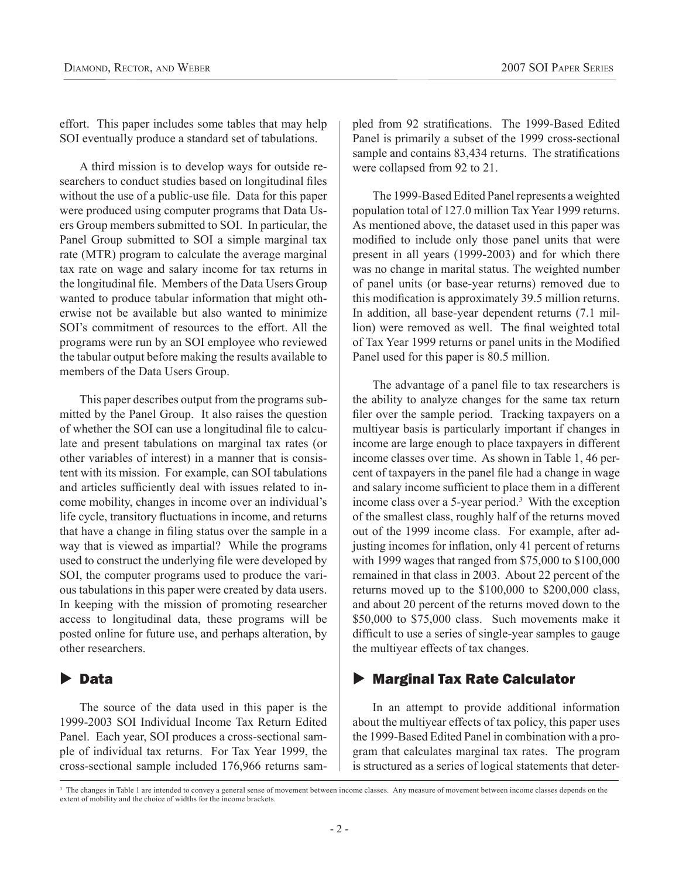effort. This paper includes some tables that may help SOI eventually produce a standard set of tabulations.

A third mission is to develop ways for outside researchers to conduct studies based on longitudinal files without the use of a public-use file. Data for this paper were produced using computer programs that Data Users Group members submitted to SOI. In particular, the Panel Group submitted to SOI a simple marginal tax rate (MTR) program to calculate the average marginal tax rate on wage and salary income for tax returns in the longitudinal file. Members of the Data Users Group wanted to produce tabular information that might otherwise not be available but also wanted to minimize SOI's commitment of resources to the effort. All the programs were run by an SOI employee who reviewed the tabular output before making the results available to members of the Data Users Group.

This paper describes output from the programs submitted by the Panel Group. It also raises the question of whether the SOI can use a longitudinal file to calculate and present tabulations on marginal tax rates (or other variables of interest) in a manner that is consistent with its mission. For example, can SOI tabulations and articles sufficiently deal with issues related to income mobility, changes in income over an individual's life cycle, transitory fluctuations in income, and returns that have a change in filing status over the sample in a way that is viewed as impartial? While the programs used to construct the underlying file were developed by SOI, the computer programs used to produce the various tabulations in this paper were created by data users. In keeping with the mission of promoting researcher access to longitudinal data, these programs will be posted online for future use, and perhaps alteration, by other researchers.

## ▶ Data

The source of the data used in this paper is the 1999-2003 SOI Individual Income Tax Return Edited Panel. Each year, SOI produces a cross-sectional sample of individual tax returns. For Tax Year 1999, the cross-sectional sample included 176,966 returns sampled from 92 stratifications. The 1999-Based Edited Panel is primarily a subset of the 1999 cross-sectional sample and contains 83,434 returns. The stratifications were collapsed from 92 to 21.

The 1999-Based Edited Panel represents a weighted population total of 127.0 million Tax Year 1999 returns. As mentioned above, the dataset used in this paper was modified to include only those panel units that were present in all years (1999-2003) and for which there was no change in marital status. The weighted number of panel units (or base-year returns) removed due to this modification is approximately 39.5 million returns. In addition, all base-year dependent returns (7.1 million) were removed as well. The final weighted total of Tax Year 1999 returns or panel units in the Modified Panel used for this paper is 80.5 million.

The advantage of a panel file to tax researchers is the ability to analyze changes for the same tax return filer over the sample period. Tracking taxpayers on a multiyear basis is particularly important if changes in income are large enough to place taxpayers in different income classes over time. As shown in Table 1, 46 percent of taxpayers in the panel file had a change in wage and salary income sufficient to place them in a different income class over a 5-year period.[3] With the exception of the smallest class, roughly half of the returns moved out of the 1999 income class. For example, after adjusting incomes for inflation, only 41 percent of returns with 1999 wages that ranged from $75,000 to $100,000 remained in that class in 2003. About 22 percent of the returns moved up to the $100,000 to $200,000 class, and about 20 percent of the returns moved down to the $50,000 to $75,000 class. Such movements make it difficult to use a series of single-year samples to gauge the multiyear effects of tax changes.

## ▶ Marginal Tax Rate Calculator

In an attempt to provide additional information about the multiyear effects of tax policy, this paper uses the 1999-Based Edited Panel in combination with a program that calculates marginal tax rates. The program is structured as a series of logical statements that deter-

[3] The changes in Table 1 are intended to convey a general sense of movement between income classes. Any measure of movement between income classes depends on the extent of mobility and the choice of widths for the income brackets.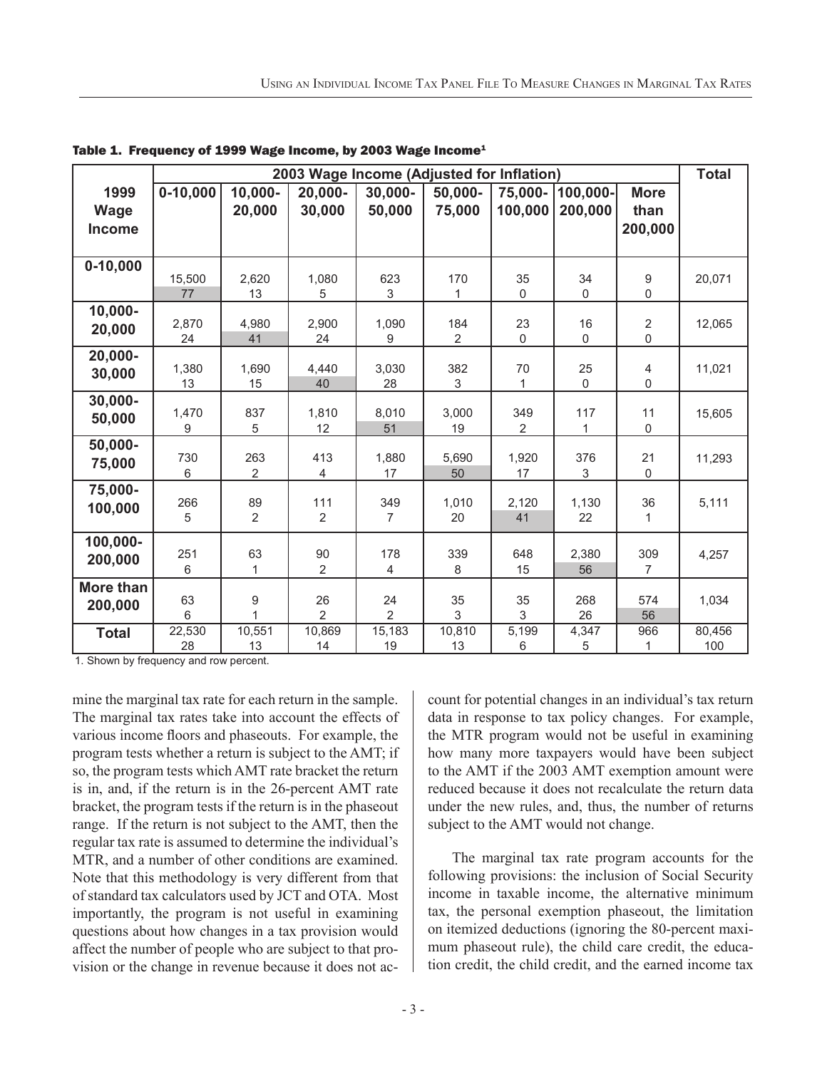**Table 1. Frequency of 1999 Wage Income, by 2003 Wage Income[1]**

| 1999 Wage Income | 2003 Wage Income (Adjusted for Inflation) | | | | | | | | Total |
|---|---|---|---|---|---|---|---|---|---|
| | 0-10,000 | 10,000-20,000 | 20,000-30,000 | 30,000-50,000 | 50,000-75,000 | 75,000-100,000 | 100,000-200,000 | More than 200,000 | |
| 0-10,000 | 15,500<br>77 | 2,620<br>13 | 1,080<br>5 | 623<br>3 | 170<br>1 | 35<br>0 | 34<br>0 | 9<br>0 | 20,071 |
| 10,000-20,000 | 2,870<br>24 | 4,980<br>41 | 2,900<br>24 | 1,090<br>9 | 184<br>2 | 23<br>0 | 16<br>0 | 2<br>0 | 12,065 |
| 20,000-30,000 | 1,380<br>13 | 1,690<br>15 | 4,440<br>40 | 3,030<br>28 | 382<br>3 | 70<br>1 | 25<br>0 | 4<br>0 | 11,021 |
| 30,000-50,000 | 1,470<br>9 | 837<br>5 | 1,810<br>12 | 8,010<br>51 | 3,000<br>19 | 349<br>2 | 117<br>1 | 11<br>0 | 15,605 |
| 50,000-75,000 | 730<br>6 | 263<br>2 | 413<br>4 | 1,880<br>17 | 5,690<br>50 | 1,920<br>17 | 376<br>3 | 21<br>0 | 11,293 |
| 75,000-100,000 | 266<br>5 | 89<br>2 | 111<br>2 | 349<br>7 | 1,010<br>20 | 2,120<br>41 | 1,130<br>22 | 36<br>1 | 5,111 |
| 100,000-200,000 | 251<br>6 | 63<br>1 | 90<br>2 | 178<br>4 | 339<br>8 | 648<br>15 | 2,380<br>56 | 309<br>7 | 4,257 |
| More than 200,000 | 63<br>6 | 9<br>1 | 26<br>2 | 24<br>2 | 35<br>3 | 35<br>3 | 268<br>26 | 574<br>56 | 1,034 |
| Total | 22,530<br>28 | 10,551<br>13 | 10,869<br>14 | 15,183<br>19 | 10,810<br>13 | 5,199<br>6 | 4,347<br>5 | 966<br>1 | 80,456<br>100 |

1. Shown by frequency and row percent.

mine the marginal tax rate for each return in the sample. The marginal tax rates take into account the effects of various income floors and phaseouts. For example, the program tests whether a return is subject to the AMT; if so, the program tests which AMT rate bracket the return is in, and, if the return is in the 26-percent AMT rate bracket, the program tests if the return is in the phaseout range. If the return is not subject to the AMT, then the regular tax rate is assumed to determine the individual's MTR, and a number of other conditions are examined. Note that this methodology is very different from that of standard tax calculators used by JCT and OTA. Most importantly, the program is not useful in examining questions about how changes in a tax provision would affect the number of people who are subject to that provision or the change in revenue because it does not account for potential changes in an individual's tax return data in response to tax policy changes. For example, the MTR program would not be useful in examining how many more taxpayers would have been subject to the AMT if the 2003 AMT exemption amount were reduced because it does not recalculate the return data under the new rules, and, thus, the number of returns subject to the AMT would not change.

The marginal tax rate program accounts for the following provisions: the inclusion of Social Security income in taxable income, the alternative minimum tax, the personal exemption phaseout, the limitation on itemized deductions (ignoring the 80-percent maximum phaseout rule), the child care credit, the education credit, the child credit, and the earned income tax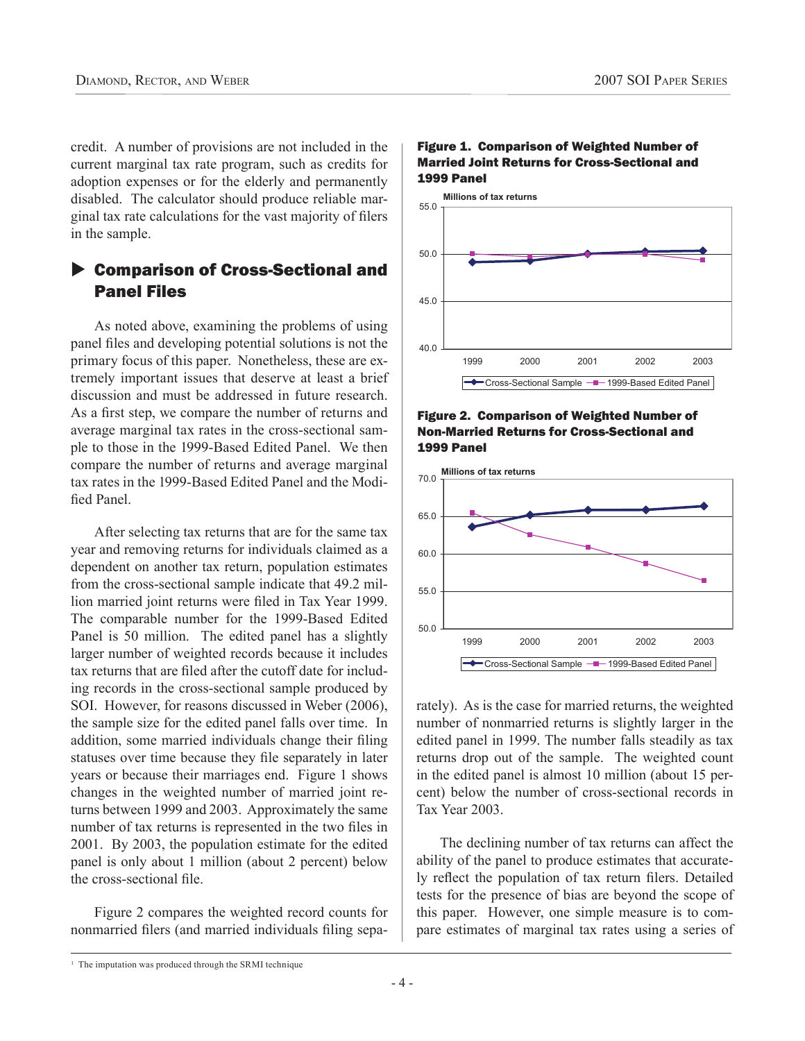credit. A number of provisions are not included in the current marginal tax rate program, such as credits for adoption expenses or for the elderly and permanently disabled. The calculator should produce reliable marginal tax rate calculations for the vast majority of filers in the sample.

## Comparison of Cross-Sectional and Panel Files

As noted above, examining the problems of using panel files and developing potential solutions is not the primary focus of this paper. Nonetheless, these are extremely important issues that deserve at least a brief discussion and must be addressed in future research. As a first step, we compare the number of returns and average marginal tax rates in the cross-sectional sample to those in the 1999-Based Edited Panel. We then compare the number of returns and average marginal tax rates in the 1999-Based Edited Panel and the Modified Panel.

After selecting tax returns that are for the same tax year and removing returns for individuals claimed as a dependent on another tax return, population estimates from the cross-sectional sample indicate that 49.2 million married joint returns were filed in Tax Year 1999. The comparable number for the 1999-Based Edited Panel is 50 million. The edited panel has a slightly larger number of weighted records because it includes tax returns that are filed after the cutoff date for including records in the cross-sectional sample produced by SOI. However, for reasons discussed in Weber (2006), the sample size for the edited panel falls over time. In addition, some married individuals change their filing statuses over time because they file separately in later years or because their marriages end. Figure 1 shows changes in the weighted number of married joint returns between 1999 and 2003. Approximately the same number of tax returns is represented in the two files in 2001. By 2003, the population estimate for the edited panel is only about 1 million (about 2 percent) below the cross-sectional file.

Figure 2 compares the weighted record counts for nonmarried filers (and married individuals filing separately). As is the case for married returns, the weighted number of nonmarried returns is slightly larger in the edited panel in 1999. The number falls steadily as tax returns drop out of the sample. The weighted count in the edited panel is almost 10 million (about 15 percent) below the number of cross-sectional records in Tax Year 2003.

**Figure 1. Comparison of Weighted Number of Married Joint Returns for Cross-Sectional and 1999 Panel**

**Figure 2. Comparison of Weighted Number of Non-Married Returns for Cross-Sectional and 1999 Panel**

The declining number of tax returns can affect the ability of the panel to produce estimates that accurately reflect the population of tax return filers. Detailed tests for the presence of bias are beyond the scope of this paper. However, one simple measure is to compare estimates of marginal tax rates using a series of

[1] The imputation was produced through the SRMI technique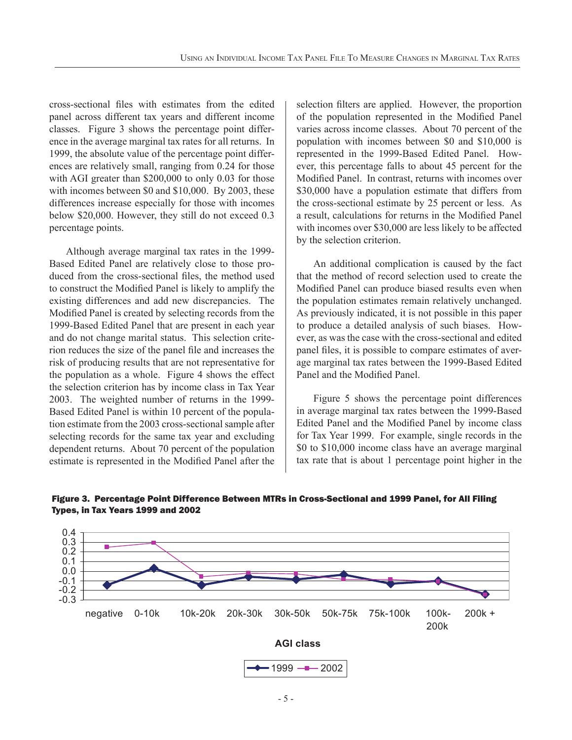cross-sectional files with estimates from the edited panel across different tax years and different income classes. Figure 3 shows the percentage point difference in the average marginal tax rates for all returns. In 1999, the absolute value of the percentage point differences are relatively small, ranging from 0.24 for those with AGI greater than $200,000 to only 0.03 for those with incomes between $0 and $10,000. By 2003, these differences increase especially for those with incomes below $20,000. However, they still do not exceed 0.3 percentage points.

Although average marginal tax rates in the 1999-Based Edited Panel are relatively close to those produced from the cross-sectional files, the method used to construct the Modified Panel is likely to amplify the existing differences and add new discrepancies. The Modified Panel is created by selecting records from the 1999-Based Edited Panel that are present in each year and do not change marital status. This selection criterion reduces the size of the panel file and increases the risk of producing results that are not representative for the population as a whole. Figure 4 shows the effect the selection criterion has by income class in Tax Year 2003. The weighted number of returns in the 1999-Based Edited Panel is within 10 percent of the population estimate from the 2003 cross-sectional sample after selecting records for the same tax year and excluding dependent returns. About 70 percent of the population estimate is represented in the Modified Panel after the selection filters are applied. However, the proportion of the population represented in the Modified Panel varies across income classes. About 70 percent of the population with incomes between $0 and $10,000 is represented in the 1999-Based Edited Panel. However, this percentage falls to about 45 percent for the Modified Panel. In contrast, returns with incomes over $30,000 have a population estimate that differs from the cross-sectional estimate by 25 percent or less. As a result, calculations for returns in the Modified Panel with incomes over $30,000 are less likely to be affected by the selection criterion.

An additional complication is caused by the fact that the method of record selection used to create the Modified Panel can produce biased results even when the population estimates remain relatively unchanged. As previously indicated, it is not possible in this paper to produce a detailed analysis of such biases. However, as was the case with the cross-sectional and edited panel files, it is possible to compare estimates of average marginal tax rates between the 1999-Based Edited Panel and the Modified Panel.

Figure 5 shows the percentage point differences in average marginal tax rates between the 1999-Based Edited Panel and the Modified Panel by income class for Tax Year 1999. For example, single records in the $0 to $10,000 income class have an average marginal tax rate that is about 1 percentage point higher in the

**Figure 3. Percentage Point Difference Between MTRs in Cross-Sectional and 1999 Panel, for All Filing Types, in Tax Years 1999 and 2002**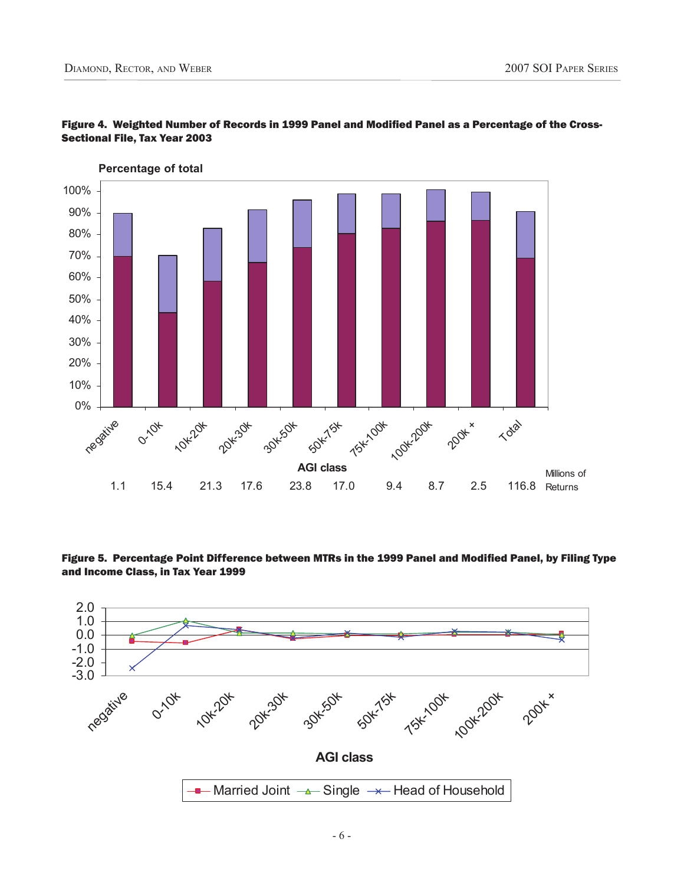**Figure 4. Weighted Number of Records in 1999 Panel and Modified Panel as a Percentage of the Cross-Sectional File, Tax Year 2003**

| AGI class | negative | 0-10k | 10k-20k | 20k-30k | 30k-50k | 50k-75k | 75k-100k | 100k-200k | 200k + | Total |
|---|---|---|---|---|---|---|---|---|---|---|
| Millions of Returns | 1.1 | 15.4 | 21.3 | 17.6 | 23.8 | 17.0 | 9.4 | 8.7 | 2.5 | 116.8 |

**Figure 5. Percentage Point Difference between MTRs in the 1999 Panel and Modified Panel, by Filing Type and Income Class, in Tax Year 1999**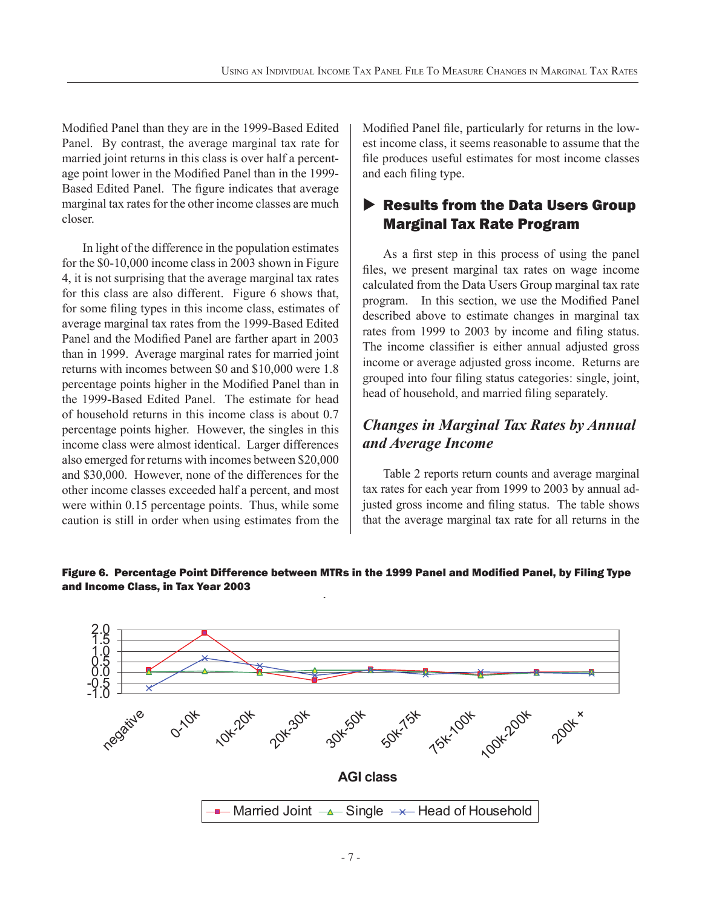Modified Panel than they are in the 1999-Based Edited Panel. By contrast, the average marginal tax rate for married joint returns in this class is over half a percentage point lower in the Modified Panel than in the 1999-Based Edited Panel. The figure indicates that average marginal tax rates for the other income classes are much closer.

In light of the difference in the population estimates for the $0-10,000 income class in 2003 shown in Figure 4, it is not surprising that the average marginal tax rates for this class are also different. Figure 6 shows that, for some filing types in this income class, estimates of average marginal tax rates from the 1999-Based Edited Panel and the Modified Panel are farther apart in 2003 than in 1999. Average marginal rates for married joint returns with incomes between $0 and $10,000 were 1.8 percentage points higher in the Modified Panel than in the 1999-Based Edited Panel. The estimate for head of household returns in this income class is about 0.7 percentage points higher. However, the singles in this income class were almost identical. Larger differences also emerged for returns with incomes between $20,000 and $30,000. However, none of the differences for the other income classes exceeded half a percent, and most were within 0.15 percentage points. Thus, while some caution is still in order when using estimates from the Modified Panel file, particularly for returns in the lowest income class, it seems reasonable to assume that the file produces useful estimates for most income classes and each filing type.

## ▶ Results from the Data Users Group Marginal Tax Rate Program

As a first step in this process of using the panel files, we present marginal tax rates on wage income calculated from the Data Users Group marginal tax rate program. In this section, we use the Modified Panel described above to estimate changes in marginal tax rates from 1999 to 2003 by income and filing status. The income classifier is either annual adjusted gross income or average adjusted gross income. Returns are grouped into four filing status categories: single, joint, head of household, and married filing separately.

### *Changes in Marginal Tax Rates by Annual and Average Income*

Table 2 reports return counts and average marginal tax rates for each year from 1999 to 2003 by annual adjusted gross income and filing status. The table shows that the average marginal tax rate for all returns in the

**Figure 6. Percentage Point Difference between MTRs in the 1999 Panel and Modified Panel, by Filing Type and Income Class, in Tax Year 2003**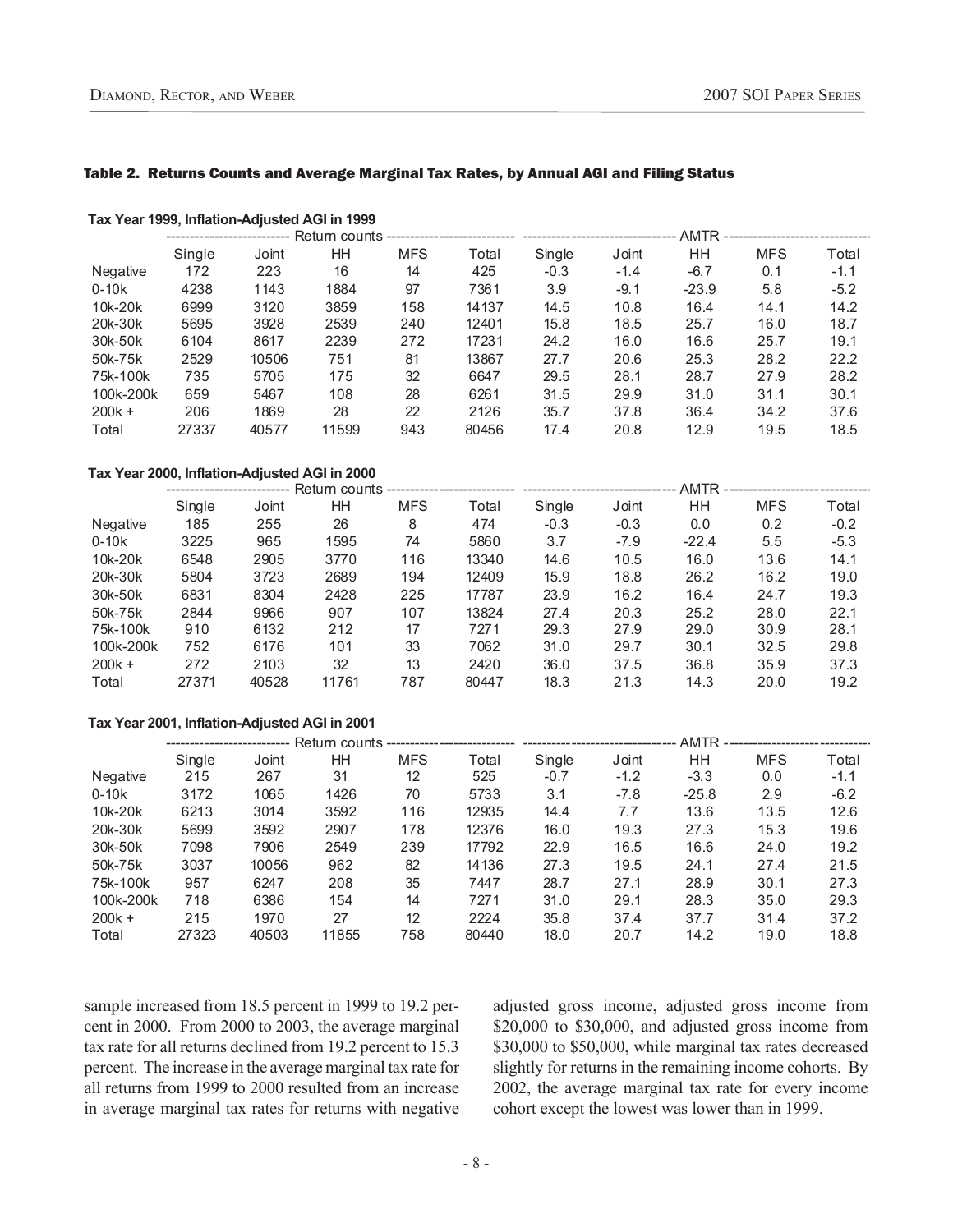### Table 2. Returns Counts and Average Marginal Tax Rates, by Annual AGI and Filing Status

**Tax Year 1999, Inflation-Adjusted AGI in 1999**

| | Return counts | | | | | AMTR | | | | |
|---|---|---|---|---|---|---|---|---|---|---|
| | Single | Joint | HH | MFS | Total | Single | Joint | HH | MFS | Total |
| Negative | 172 | 223 | 16 | 14 | 425 | -0.3 | -1.4 | -6.7 | 0.1 | -1.1 |
| 0-10k | 4238 | 1143 | 1884 | 97 | 7361 | 3.9 | -9.1 | -23.9 | 5.8 | -5.2 |
| 10k-20k | 6999 | 3120 | 3859 | 158 | 14137 | 14.5 | 10.8 | 16.4 | 14.1 | 14.2 |
| 20k-30k | 5695 | 3928 | 2539 | 240 | 12401 | 15.8 | 18.5 | 25.7 | 16.0 | 18.7 |
| 30k-50k | 6104 | 8617 | 2239 | 272 | 17231 | 24.2 | 16.0 | 16.6 | 25.7 | 19.1 |
| 50k-75k | 2529 | 10506 | 751 | 81 | 13867 | 27.7 | 20.6 | 25.3 | 28.2 | 22.2 |
| 75k-100k | 735 | 5705 | 175 | 32 | 6647 | 29.5 | 28.1 | 28.7 | 27.9 | 28.2 |
| 100k-200k | 659 | 5467 | 108 | 28 | 6261 | 31.5 | 29.9 | 31.0 | 31.1 | 30.1 |
| 200k + | 206 | 1869 | 28 | 22 | 2126 | 35.7 | 37.8 | 36.4 | 34.2 | 37.6 |
| Total | 27337 | 40577 | 11599 | 943 | 80456 | 17.4 | 20.8 | 12.9 | 19.5 | 18.5 |

**Tax Year 2000, Inflation-Adjusted AGI in 2000**

| | Return counts | | | | | AMTR | | | | |
|---|---|---|---|---|---|---|---|---|---|---|
| | Single | Joint | HH | MFS | Total | Single | Joint | HH | MFS | Total |
| Negative | 185 | 255 | 26 | 8 | 474 | -0.3 | -0.3 | 0.0 | 0.2 | -0.2 |
| 0-10k | 3225 | 965 | 1595 | 74 | 5860 | 3.7 | -7.9 | -22.4 | 5.5 | -5.3 |
| 10k-20k | 6548 | 2905 | 3770 | 116 | 13340 | 14.6 | 10.5 | 16.0 | 13.6 | 14.1 |
| 20k-30k | 5804 | 3723 | 2689 | 194 | 12409 | 15.9 | 18.8 | 26.2 | 16.2 | 19.0 |
| 30k-50k | 6831 | 8304 | 2428 | 225 | 17787 | 23.9 | 16.2 | 16.4 | 24.7 | 19.3 |
| 50k-75k | 2844 | 9966 | 907 | 107 | 13824 | 27.4 | 20.3 | 25.2 | 28.0 | 22.1 |
| 75k-100k | 910 | 6132 | 212 | 17 | 7271 | 29.3 | 27.9 | 29.0 | 30.9 | 28.1 |
| 100k-200k | 752 | 6176 | 101 | 33 | 7062 | 31.0 | 29.7 | 30.1 | 32.5 | 29.8 |
| 200k + | 272 | 2103 | 32 | 13 | 2420 | 36.0 | 37.5 | 36.8 | 35.9 | 37.3 |
| Total | 27371 | 40528 | 11761 | 787 | 80447 | 18.3 | 21.3 | 14.3 | 20.0 | 19.2 |

**Tax Year 2001, Inflation-Adjusted AGI in 2001**

| | Return counts | | | | | AMTR | | | | |
|---|---|---|---|---|---|---|---|---|---|---|
| | Single | Joint | HH | MFS | Total | Single | Joint | HH | MFS | Total |
| Negative | 215 | 267 | 31 | 12 | 525 | -0.7 | -1.2 | -3.3 | 0.0 | -1.1 |
| 0-10k | 3172 | 1065 | 1426 | 70 | 5733 | 3.1 | -7.8 | -25.8 | 2.9 | -6.2 |
| 10k-20k | 6213 | 3014 | 3592 | 116 | 12935 | 14.4 | 7.7 | 13.6 | 13.5 | 12.6 |
| 20k-30k | 5699 | 3592 | 2907 | 178 | 12376 | 16.0 | 19.3 | 27.3 | 15.3 | 19.6 |
| 30k-50k | 7098 | 7906 | 2549 | 239 | 17792 | 22.9 | 16.5 | 16.6 | 24.0 | 19.2 |
| 50k-75k | 3037 | 10056 | 962 | 82 | 14136 | 27.3 | 19.5 | 24.1 | 27.4 | 21.5 |
| 75k-100k | 957 | 6247 | 208 | 35 | 7447 | 28.7 | 27.1 | 28.9 | 30.1 | 27.3 |
| 100k-200k | 718 | 6386 | 154 | 14 | 7271 | 31.0 | 29.1 | 28.3 | 35.0 | 29.3 |
| 200k + | 215 | 1970 | 27 | 12 | 2224 | 35.8 | 37.4 | 37.7 | 31.4 | 37.2 |
| Total | 27323 | 40503 | 11855 | 758 | 80440 | 18.0 | 20.7 | 14.2 | 19.0 | 18.8 |

sample increased from 18.5 percent in 1999 to 19.2 percent in 2000. From 2000 to 2003, the average marginal tax rate for all returns declined from 19.2 percent to 15.3 percent. The increase in the average marginal tax rate for all returns from 1999 to 2000 resulted from an increase in average marginal tax rates for returns with negative adjusted gross income, adjusted gross income from \$20,000 to \$30,000, and adjusted gross income from \$30,000 to \$50,000, while marginal tax rates decreased slightly for returns in the remaining income cohorts. By 2002, the average marginal tax rate for every income cohort except the lowest was lower than in 1999.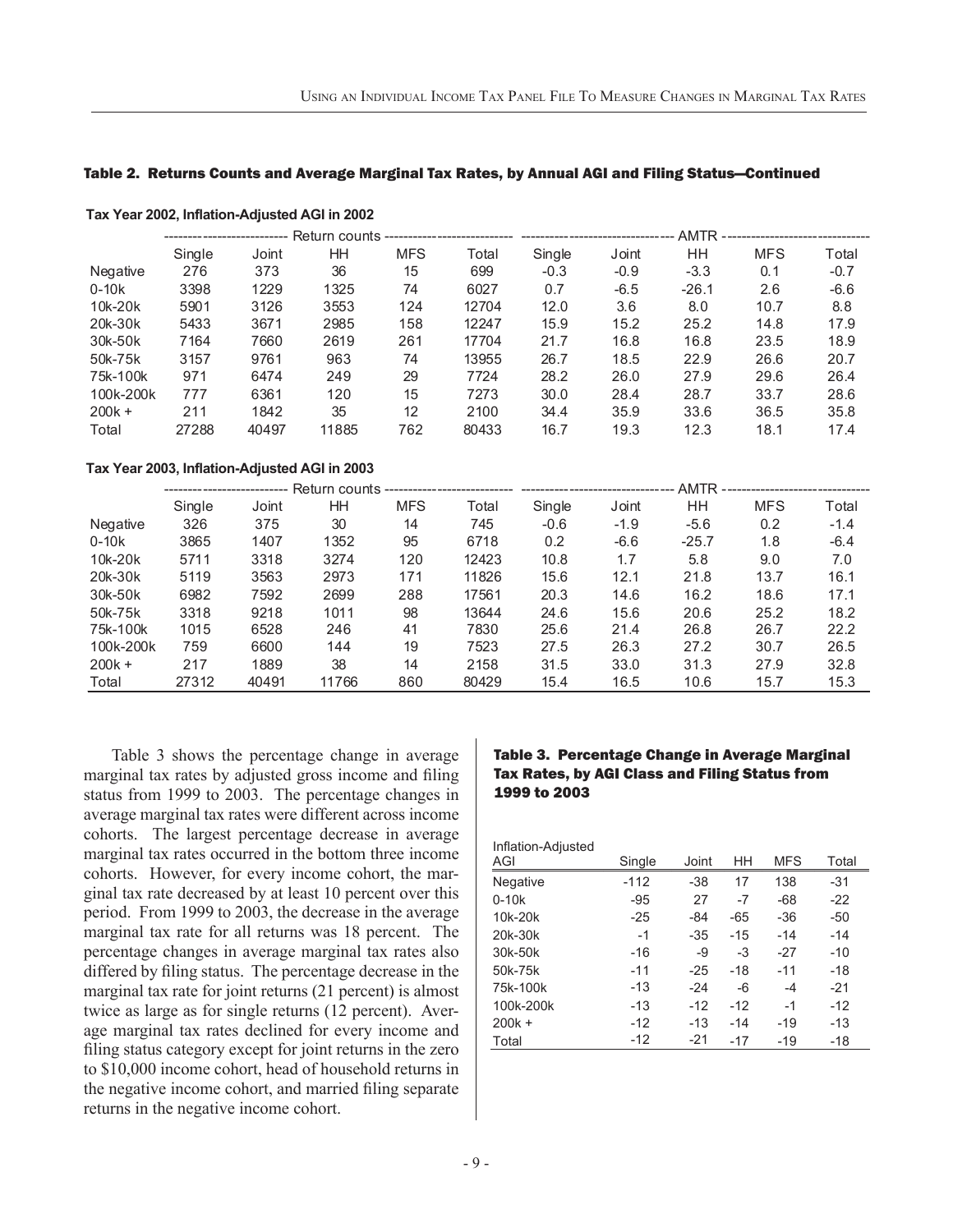### Table 2. Returns Counts and Average Marginal Tax Rates, by Annual AGI and Filing Status—Continued

**Tax Year 2002, Inflation-Adjusted AGI in 2002**

| | Return counts | | | | | AMTR | | | | |
|---|---|---|---|---|---|---|---|---|---|---|
| | Single | Joint | HH | MFS | Total | Single | Joint | HH | MFS | Total |
| Negative | 276 | 373 | 36 | 15 | 699 | -0.3 | -0.9 | -3.3 | 0.1 | -0.7 |
| 0-10k | 3398 | 1229 | 1325 | 74 | 6027 | 0.7 | -6.5 | -26.1 | 2.6 | -6.6 |
| 10k-20k | 5901 | 3126 | 3553 | 124 | 12704 | 12.0 | 3.6 | 8.0 | 10.7 | 8.8 |
| 20k-30k | 5433 | 3671 | 2985 | 158 | 12247 | 15.9 | 15.2 | 25.2 | 14.8 | 17.9 |
| 30k-50k | 7164 | 7660 | 2619 | 261 | 17704 | 21.7 | 16.8 | 16.8 | 23.5 | 18.9 |
| 50k-75k | 3157 | 9761 | 963 | 74 | 13955 | 26.7 | 18.5 | 22.9 | 26.6 | 20.7 |
| 75k-100k | 971 | 6474 | 249 | 29 | 7724 | 28.2 | 26.0 | 27.9 | 29.6 | 26.4 |
| 100k-200k | 777 | 6361 | 120 | 15 | 7273 | 30.0 | 28.4 | 28.7 | 33.7 | 28.6 |
| 200k + | 211 | 1842 | 35 | 12 | 2100 | 34.4 | 35.9 | 33.6 | 36.5 | 35.8 |
| Total | 27288 | 40497 | 11885 | 762 | 80433 | 16.7 | 19.3 | 12.3 | 18.1 | 17.4 |

**Tax Year 2003, Inflation-Adjusted AGI in 2003**

| | Return counts | | | | | AMTR | | | | |
|---|---|---|---|---|---|---|---|---|---|---|
| | Single | Joint | HH | MFS | Total | Single | Joint | HH | MFS | Total |
| Negative | 326 | 375 | 30 | 14 | 745 | -0.6 | -1.9 | -5.6 | 0.2 | -1.4 |
| 0-10k | 3865 | 1407 | 1352 | 95 | 6718 | 0.2 | -6.6 | -25.7 | 1.8 | -6.4 |
| 10k-20k | 5711 | 3318 | 3274 | 120 | 12423 | 10.8 | 1.7 | 5.8 | 9.0 | 7.0 |
| 20k-30k | 5119 | 3563 | 2973 | 171 | 11826 | 15.6 | 12.1 | 21.8 | 13.7 | 16.1 |
| 30k-50k | 6982 | 7592 | 2699 | 288 | 17561 | 20.3 | 14.6 | 16.2 | 18.6 | 17.1 |
| 50k-75k | 3318 | 9218 | 1011 | 98 | 13644 | 24.6 | 15.6 | 20.6 | 25.2 | 18.2 |
| 75k-100k | 1015 | 6528 | 246 | 41 | 7830 | 25.6 | 21.4 | 26.8 | 26.7 | 22.2 |
| 100k-200k | 759 | 6600 | 144 | 19 | 7523 | 27.5 | 26.3 | 27.2 | 30.7 | 26.5 |
| 200k + | 217 | 1889 | 38 | 14 | 2158 | 31.5 | 33.0 | 31.3 | 27.9 | 32.8 |
| Total | 27312 | 40491 | 11766 | 860 | 80429 | 15.4 | 16.5 | 10.6 | 15.7 | 15.3 |

Table 3 shows the percentage change in average marginal tax rates by adjusted gross income and filing status from 1999 to 2003. The percentage changes in average marginal tax rates were different across income cohorts. The largest percentage decrease in average marginal tax rates occurred in the bottom three income cohorts. However, for every income cohort, the marginal tax rate decreased by at least 10 percent over this period. From 1999 to 2003, the decrease in the average marginal tax rate for all returns was 18 percent. The percentage changes in average marginal tax rates also differed by filing status. The percentage decrease in the marginal tax rate for joint returns (21 percent) is almost twice as large as for single returns (12 percent). Average marginal tax rates declined for every income and filing status category except for joint returns in the zero to $10,000 income cohort, head of household returns in the negative income cohort, and married filing separate returns in the negative income cohort.

### Table 3. Percentage Change in Average Marginal Tax Rates, by AGI Class and Filing Status from 1999 to 2003

| Inflation-Adjusted AGI | Single | Joint | HH | MFS | Total |
|---|---|---|---|---|---|
| Negative | -112 | -38 | 17 | 138 | -31 |
| 0-10k | -95 | 27 | -7 | -68 | -22 |
| 10k-20k | -25 | -84 | -65 | -36 | -50 |
| 20k-30k | -1 | -35 | -15 | -14 | -14 |
| 30k-50k | -16 | -9 | -3 | -27 | -10 |
| 50k-75k | -11 | -25 | -18 | -11 | -18 |
| 75k-100k | -13 | -24 | -6 | -4 | -21 |
| 100k-200k | -13 | -12 | -12 | -1 | -12 |
| 200k + | -12 | -13 | -14 | -19 | -13 |
| Total | -12 | -21 | -17 | -19 | -18 |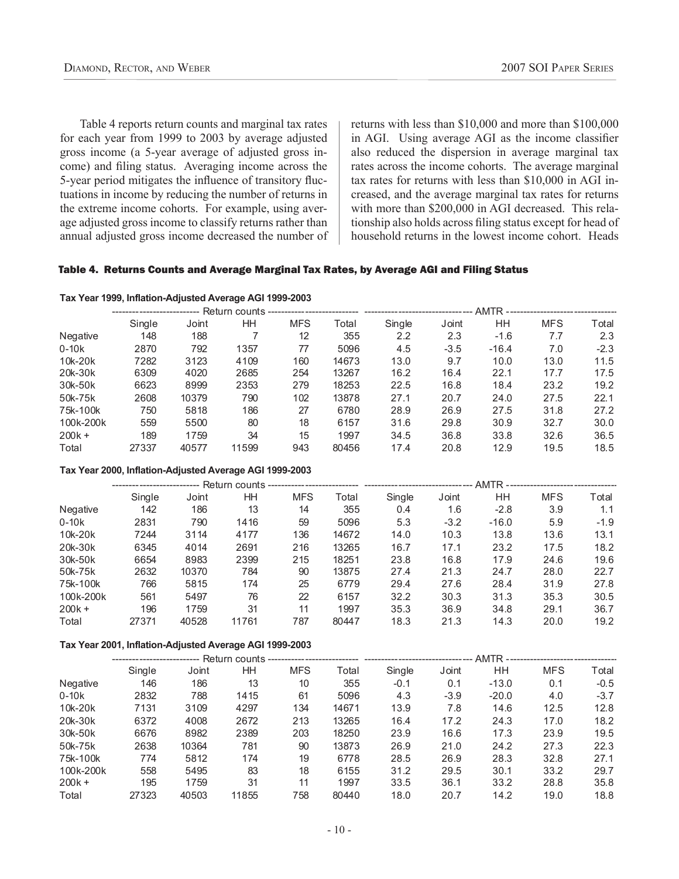Table 4 reports return counts and marginal tax rates for each year from 1999 to 2003 by average adjusted gross income (a 5-year average of adjusted gross income) and filing status. Averaging income across the 5-year period mitigates the influence of transitory fluctuations in income by reducing the number of returns in the extreme income cohorts. For example, using average adjusted gross income to classify returns rather than annual adjusted gross income decreased the number of returns with less than $10,000 and more than $100,000 in AGI. Using average AGI as the income classifier also reduced the dispersion in average marginal tax rates across the income cohorts. The average marginal tax rates for returns with less than $10,000 in AGI increased, and the average marginal tax rates for returns with more than $200,000 in AGI decreased. This relationship also holds across filing status except for head of household returns in the lowest income cohort. Heads

**Table 4. Returns Counts and Average Marginal Tax Rates, by Average AGI and Filing Status**

**Tax Year 1999, Inflation-Adjusted Average AGI 1999-2003**

| | Return counts | | | | | AMTR | | | | |
|---|---|---|---|---|---|---|---|---|---|---|
| | Single | Joint | HH | MFS | Total | Single | Joint | HH | MFS | Total |
| Negative | 148 | 188 | 7 | 12 | 355 | 2.2 | 2.3 | -1.6 | 7.7 | 2.3 |
| 0-10k | 2870 | 792 | 1357 | 77 | 5096 | 4.5 | -3.5 | -16.4 | 7.0 | -2.3 |
| 10k-20k | 7282 | 3123 | 4109 | 160 | 14673 | 13.0 | 9.7 | 10.0 | 13.0 | 11.5 |
| 20k-30k | 6309 | 4020 | 2685 | 254 | 13267 | 16.2 | 16.4 | 22.1 | 17.7 | 17.5 |
| 30k-50k | 6623 | 8999 | 2353 | 279 | 18253 | 22.5 | 16.8 | 18.4 | 23.2 | 19.2 |
| 50k-75k | 2608 | 10379 | 790 | 102 | 13878 | 27.1 | 20.7 | 24.0 | 27.5 | 22.1 |
| 75k-100k | 750 | 5818 | 186 | 27 | 6780 | 28.9 | 26.9 | 27.5 | 31.8 | 27.2 |
| 100k-200k | 559 | 5500 | 80 | 18 | 6157 | 31.6 | 29.8 | 30.9 | 32.7 | 30.0 |
| 200k + | 189 | 1759 | 34 | 15 | 1997 | 34.5 | 36.8 | 33.8 | 32.6 | 36.5 |
| Total | 27337 | 40577 | 11599 | 943 | 80456 | 17.4 | 20.8 | 12.9 | 19.5 | 18.5 |

**Tax Year 2000, Inflation-Adjusted Average AGI 1999-2003**

| | Return counts | | | | | AMTR | | | | |
|---|---|---|---|---|---|---|---|---|---|---|
| | Single | Joint | HH | MFS | Total | Single | Joint | HH | MFS | Total |
| Negative | 142 | 186 | 13 | 14 | 355 | 0.4 | 1.6 | -2.8 | 3.9 | 1.1 |
| 0-10k | 2831 | 790 | 1416 | 59 | 5096 | 5.3 | -3.2 | -16.0 | 5.9 | -1.9 |
| 10k-20k | 7244 | 3114 | 4177 | 136 | 14672 | 14.0 | 10.3 | 13.8 | 13.6 | 13.1 |
| 20k-30k | 6345 | 4014 | 2691 | 216 | 13265 | 16.7 | 17.1 | 23.2 | 17.5 | 18.2 |
| 30k-50k | 6654 | 8983 | 2399 | 215 | 18251 | 23.8 | 16.8 | 17.9 | 24.6 | 19.6 |
| 50k-75k | 2632 | 10370 | 784 | 90 | 13875 | 27.4 | 21.3 | 24.7 | 28.0 | 22.7 |
| 75k-100k | 766 | 5815 | 174 | 25 | 6779 | 29.4 | 27.6 | 28.4 | 31.9 | 27.8 |
| 100k-200k | 561 | 5497 | 76 | 22 | 6157 | 32.2 | 30.3 | 31.3 | 35.3 | 30.5 |
| 200k + | 196 | 1759 | 31 | 11 | 1997 | 35.3 | 36.9 | 34.8 | 29.1 | 36.7 |
| Total | 27371 | 40528 | 11761 | 787 | 80447 | 18.3 | 21.3 | 14.3 | 20.0 | 19.2 |

**Tax Year 2001, Inflation-Adjusted Average AGI 1999-2003**

| | Return counts | | | | | AMTR | | | | |
|---|---|---|---|---|---|---|---|---|---|---|
| | Single | Joint | HH | MFS | Total | Single | Joint | HH | MFS | Total |
| Negative | 146 | 186 | 13 | 10 | 355 | -0.1 | 0.1 | -13.0 | 0.1 | -0.5 |
| 0-10k | 2832 | 788 | 1415 | 61 | 5096 | 4.3 | -3.9 | -20.0 | 4.0 | -3.7 |
| 10k-20k | 7131 | 3109 | 4297 | 134 | 14671 | 13.9 | 7.8 | 14.6 | 12.5 | 12.8 |
| 20k-30k | 6372 | 4008 | 2672 | 213 | 13265 | 16.4 | 17.2 | 24.3 | 17.0 | 18.2 |
| 30k-50k | 6676 | 8982 | 2389 | 203 | 18250 | 23.9 | 16.6 | 17.3 | 23.9 | 19.5 |
| 50k-75k | 2638 | 10364 | 781 | 90 | 13873 | 26.9 | 21.0 | 24.2 | 27.3 | 22.3 |
| 75k-100k | 774 | 5812 | 174 | 19 | 6778 | 28.5 | 26.9 | 28.3 | 32.8 | 27.1 |
| 100k-200k | 558 | 5495 | 83 | 18 | 6155 | 31.2 | 29.5 | 30.1 | 33.2 | 29.7 |
| 200k + | 195 | 1759 | 31 | 11 | 1997 | 33.5 | 36.1 | 33.2 | 28.8 | 35.8 |
| Total | 27323 | 40503 | 11855 | 758 | 80440 | 18.0 | 20.7 | 14.2 | 19.0 | 18.8 |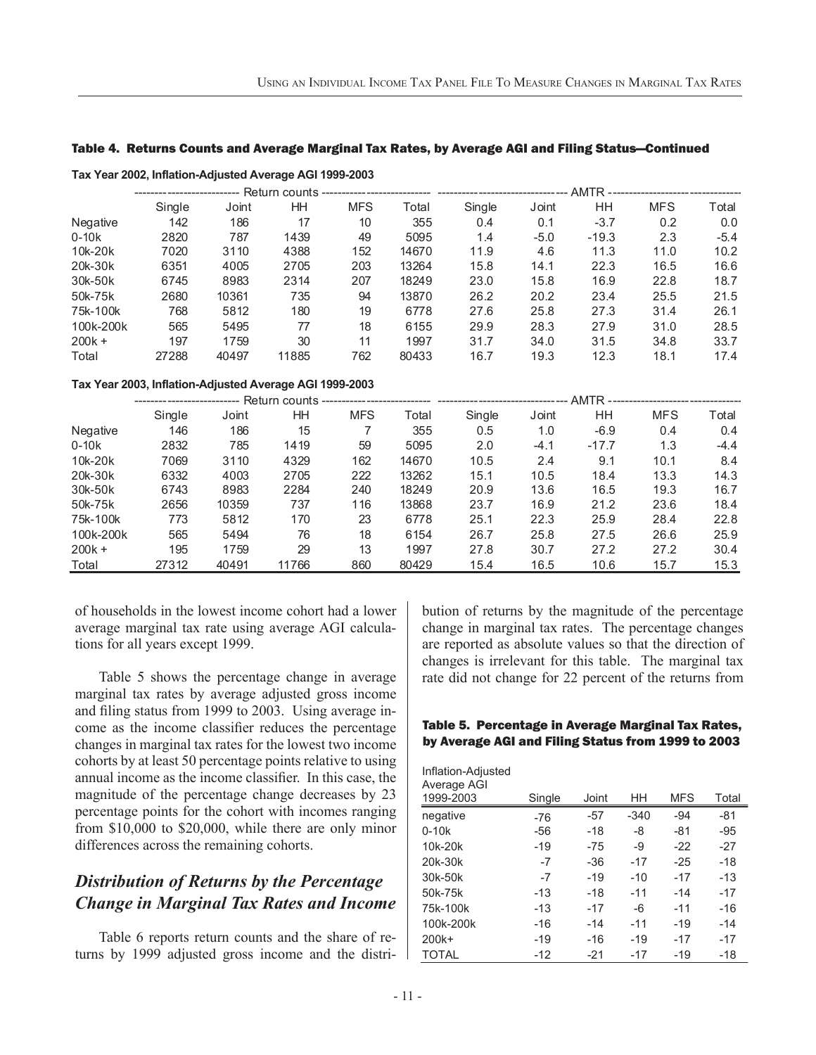**Table 4. Returns Counts and Average Marginal Tax Rates, by Average AGI and Filing Status—Continued**

**Tax Year 2002, Inflation-Adjusted Average AGI 1999-2003**

| | Return counts | | | | | AMTR | | | | |
|---|---|---|---|---|---|---|---|---|---|---|
| | Single | Joint | HH | MFS | Total | Single | Joint | HH | MFS | Total |
| Negative | 142 | 186 | 17 | 10 | 355 | 0.4 | 0.1 | -3.7 | 0.2 | 0.0 |
| 0-10k | 2820 | 787 | 1439 | 49 | 5095 | 1.4 | -5.0 | -19.3 | 2.3 | -5.4 |
| 10k-20k | 7020 | 3110 | 4388 | 152 | 14670 | 11.9 | 4.6 | 11.3 | 11.0 | 10.2 |
| 20k-30k | 6351 | 4005 | 2705 | 203 | 13264 | 15.8 | 14.1 | 22.3 | 16.5 | 16.6 |
| 30k-50k | 6745 | 8983 | 2314 | 207 | 18249 | 23.0 | 15.8 | 16.9 | 22.8 | 18.7 |
| 50k-75k | 2680 | 10361 | 735 | 94 | 13870 | 26.2 | 20.2 | 23.4 | 25.5 | 21.5 |
| 75k-100k | 768 | 5812 | 180 | 19 | 6778 | 27.6 | 25.8 | 27.3 | 31.4 | 26.1 |
| 100k-200k | 565 | 5495 | 77 | 18 | 6155 | 29.9 | 28.3 | 27.9 | 31.0 | 28.5 |
| 200k + | 197 | 1759 | 30 | 11 | 1997 | 31.7 | 34.0 | 31.5 | 34.8 | 33.7 |
| Total | 27288 | 40497 | 11885 | 762 | 80433 | 16.7 | 19.3 | 12.3 | 18.1 | 17.4 |

**Tax Year 2003, Inflation-Adjusted Average AGI 1999-2003**

| | Return counts | | | | | AMTR | | | | |
|---|---|---|---|---|---|---|---|---|---|---|
| | Single | Joint | HH | MFS | Total | Single | Joint | HH | MFS | Total |
| Negative | 146 | 186 | 15 | 7 | 355 | 0.5 | 1.0 | -6.9 | 0.4 | 0.4 |
| 0-10k | 2832 | 785 | 1419 | 59 | 5095 | 2.0 | -4.1 | -17.7 | 1.3 | -4.4 |
| 10k-20k | 7069 | 3110 | 4329 | 162 | 14670 | 10.5 | 2.4 | 9.1 | 10.1 | 8.4 |
| 20k-30k | 6332 | 4003 | 2705 | 222 | 13262 | 15.1 | 10.5 | 18.4 | 13.3 | 14.3 |
| 30k-50k | 6743 | 8983 | 2284 | 240 | 18249 | 20.9 | 13.6 | 16.5 | 19.3 | 16.7 |
| 50k-75k | 2656 | 10359 | 737 | 116 | 13868 | 23.7 | 16.9 | 21.2 | 23.6 | 18.4 |
| 75k-100k | 773 | 5812 | 170 | 23 | 6778 | 25.1 | 22.3 | 25.9 | 28.4 | 22.8 |
| 100k-200k | 565 | 5494 | 76 | 18 | 6154 | 26.7 | 25.8 | 27.5 | 26.6 | 25.9 |
| 200k + | 195 | 1759 | 29 | 13 | 1997 | 27.8 | 30.7 | 27.2 | 27.2 | 30.4 |
| Total | 27312 | 40491 | 11766 | 860 | 80429 | 15.4 | 16.5 | 10.6 | 15.7 | 15.3 |

of households in the lowest income cohort had a lower average marginal tax rate using average AGI calculations for all years except 1999.

Table 5 shows the percentage change in average marginal tax rates by average adjusted gross income and filing status from 1999 to 2003. Using average income as the income classifier reduces the percentage changes in marginal tax rates for the lowest two income cohorts by at least 50 percentage points relative to using annual income as the income classifier. In this case, the magnitude of the percentage change decreases by 23 percentage points for the cohort with incomes ranging from $10,000 to $20,000, while there are only minor differences across the remaining cohorts.

## *Distribution of Returns by the Percentage Change in Marginal Tax Rates and Income*

Table 6 reports return counts and the share of returns by 1999 adjusted gross income and the distribution of returns by the magnitude of the percentage change in marginal tax rates. The percentage changes are reported as absolute values so that the direction of changes is irrelevant for this table. The marginal tax rate did not change for 22 percent of the returns from

**Table 5. Percentage in Average Marginal Tax Rates, by Average AGI and Filing Status from 1999 to 2003**

| Inflation-Adjusted Average AGI 1999-2003 | Single | Joint | HH | MFS | Total |
|---|---|---|---|---|---|
| negative | -76 | -57 | -340 | -94 | -81 |
| 0-10k | -56 | -18 | -8 | -81 | -95 |
| 10k-20k | -19 | -75 | -9 | -22 | -27 |
| 20k-30k | -7 | -36 | -17 | -25 | -18 |
| 30k-50k | -7 | -19 | -10 | -17 | -13 |
| 50k-75k | -13 | -18 | -11 | -14 | -17 |
| 75k-100k | -13 | -17 | -6 | -11 | -16 |
| 100k-200k | -16 | -14 | -11 | -19 | -14 |
| 200k+ | -19 | -16 | -19 | -17 | -17 |
| TOTAL | -12 | -21 | -17 | -19 | -18 |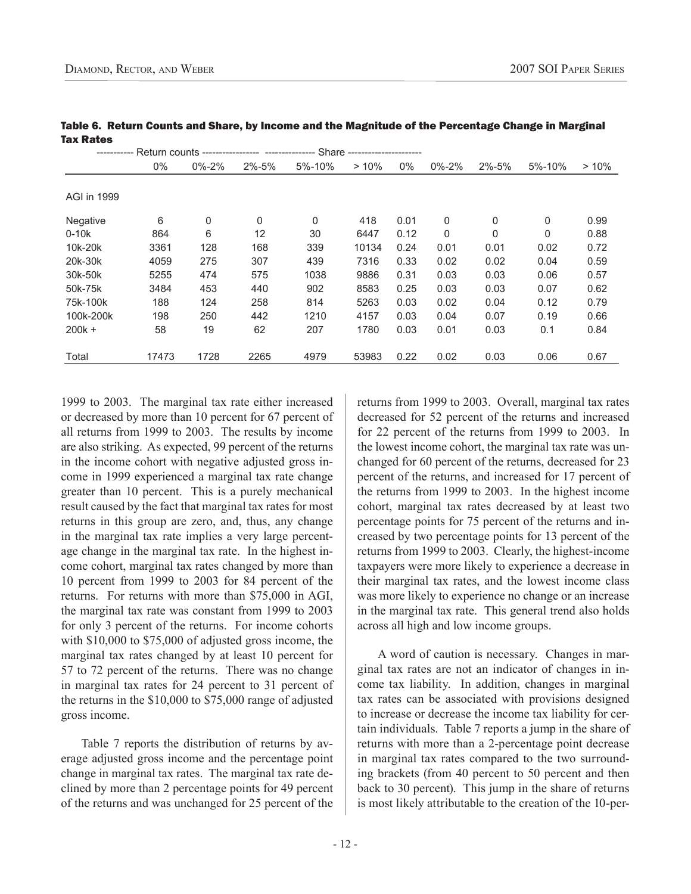**Table 6. Return Counts and Share, by Income and the Magnitude of the Percentage Change in Marginal Tax Rates**

| | ----------- Return counts ----------------- | | | | | --------------- Share ---------------------- | | | | |
|---|---|---|---|---|---|---|---|---|---|---|
| | 0% | 0%-2% | 2%-5% | 5%-10% | > 10% | 0% | 0%-2% | 2%-5% | 5%-10% | > 10% |
| AGI in 1999 | | | | | | | | | | |
| Negative | 6 | 0 | 0 | 0 | 418 | 0.01 | 0 | 0 | 0 | 0.99 |
| 0-10k | 864 | 6 | 12 | 30 | 6447 | 0.12 | 0 | 0 | 0 | 0.88 |
| 10k-20k | 3361 | 128 | 168 | 339 | 10134 | 0.24 | 0.01 | 0.01 | 0.02 | 0.72 |
| 20k-30k | 4059 | 275 | 307 | 439 | 7316 | 0.33 | 0.02 | 0.02 | 0.04 | 0.59 |
| 30k-50k | 5255 | 474 | 575 | 1038 | 9886 | 0.31 | 0.03 | 0.03 | 0.06 | 0.57 |
| 50k-75k | 3484 | 453 | 440 | 902 | 8583 | 0.25 | 0.03 | 0.03 | 0.07 | 0.62 |
| 75k-100k | 188 | 124 | 258 | 814 | 5263 | 0.03 | 0.02 | 0.04 | 0.12 | 0.79 |
| 100k-200k | 198 | 250 | 442 | 1210 | 4157 | 0.03 | 0.04 | 0.07 | 0.19 | 0.66 |
| 200k + | 58 | 19 | 62 | 207 | 1780 | 0.03 | 0.01 | 0.03 | 0.1 | 0.84 |
| Total | 17473 | 1728 | 2265 | 4979 | 53983 | 0.22 | 0.02 | 0.03 | 0.06 | 0.67 |

1999 to 2003. The marginal tax rate either increased or decreased by more than 10 percent for 67 percent of all returns from 1999 to 2003. The results by income are also striking. As expected, 99 percent of the returns in the income cohort with negative adjusted gross income in 1999 experienced a marginal tax rate change greater than 10 percent. This is a purely mechanical result caused by the fact that marginal tax rates for most returns in this group are zero, and, thus, any change in the marginal tax rate implies a very large percentage change in the marginal tax rate. In the highest income cohort, marginal tax rates changed by more than 10 percent from 1999 to 2003 for 84 percent of the returns. For returns with more than $75,000 in AGI, the marginal tax rate was constant from 1999 to 2003 for only 3 percent of the returns. For income cohorts with $10,000 to $75,000 of adjusted gross income, the marginal tax rates changed by at least 10 percent for 57 to 72 percent of the returns. There was no change in marginal tax rates for 24 percent to 31 percent of the returns in the $10,000 to $75,000 range of adjusted gross income.

Table 7 reports the distribution of returns by average adjusted gross income and the percentage point change in marginal tax rates. The marginal tax rate declined by more than 2 percentage points for 49 percent of the returns and was unchanged for 25 percent of the returns from 1999 to 2003. Overall, marginal tax rates decreased for 52 percent of the returns and increased for 22 percent of the returns from 1999 to 2003. In the lowest income cohort, the marginal tax rate was unchanged for 60 percent of the returns, decreased for 23 percent of the returns, and increased for 17 percent of the returns from 1999 to 2003. In the highest income cohort, marginal tax rates decreased by at least two percentage points for 75 percent of the returns and increased by two percentage points for 13 percent of the returns from 1999 to 2003. Clearly, the highest-income taxpayers were more likely to experience a decrease in their marginal tax rates, and the lowest income class was more likely to experience no change or an increase in the marginal tax rate. This general trend also holds across all high and low income groups.

A word of caution is necessary. Changes in marginal tax rates are not an indicator of changes in income tax liability. In addition, changes in marginal tax rates can be associated with provisions designed to increase or decrease the income tax liability for certain individuals. Table 7 reports a jump in the share of returns with more than a 2-percentage point decrease in marginal tax rates compared to the two surrounding brackets (from 40 percent to 50 percent and then back to 30 percent). This jump in the share of returns is most likely attributable to the creation of the 10-per-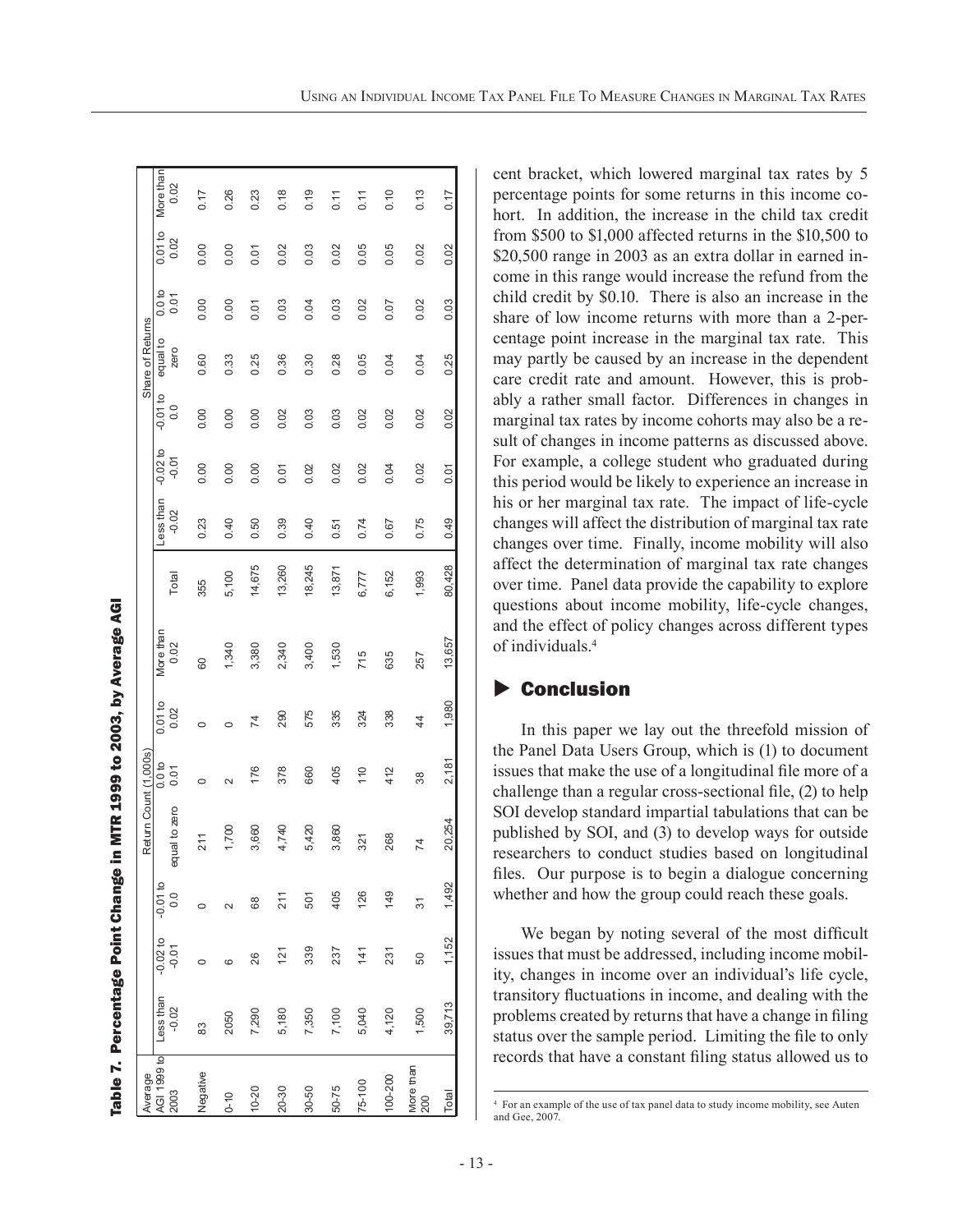**Table 7. Percentage Point Change in MTR 1999 to 2003, by Average AGI**

| Average AGI 1999 to 2003 | Return Count (1,000s) | | | | | | | Share of Returns | | | | | |
|---|---|---|---|---|---|---|---|---|---|---|---|---|---|
| | Less than -0.02 | -0.02 to -0.01 | -0.01 to 0.0 | equal to zero | 0.0 to 0.01 | 0.01 to 0.02 | More than 0.02 | Total | Less than -0.02 | -0.02 to -0.01 | -0.01 to 0.0 | equal to zero | 0.0 to 0.01 | 0.01 to 0.02 | More than 0.02 |
| Negative | 83 | 0 | 0 | 211 | 0 | 0 | 60 | 355 | 0.23 | 0.00 | 0.00 | 0.60 | 0.00 | 0.00 | 0.17 |
| 0-10 | 2050 | 6 | 2 | 1,700 | 2 | 0 | 1,340 | 5,100 | 0.40 | 0.00 | 0.00 | 0.33 | 0.00 | 0.00 | 0.26 |
| 10-20 | 7,290 | 26 | 68 | 3,660 | 176 | 74 | 3,380 | 14,675 | 0.50 | 0.00 | 0.00 | 0.25 | 0.01 | 0.01 | 0.23 |
| 20-30 | 5,180 | 121 | 211 | 4,740 | 378 | 290 | 2,340 | 13,260 | 0.39 | 0.01 | 0.02 | 0.36 | 0.03 | 0.02 | 0.18 |
| 30-50 | 7,350 | 339 | 501 | 5,420 | 660 | 575 | 3,400 | 18,245 | 0.40 | 0.02 | 0.03 | 0.30 | 0.04 | 0.03 | 0.19 |
| 50-75 | 7,100 | 237 | 405 | 3,860 | 405 | 335 | 1,530 | 13,871 | 0.51 | 0.02 | 0.03 | 0.28 | 0.03 | 0.02 | 0.11 |
| 75-100 | 5,040 | 141 | 126 | 321 | 110 | 324 | 715 | 6,777 | 0.74 | 0.02 | 0.02 | 0.05 | 0.02 | 0.05 | 0.11 |
| 100-200 | 4,120 | 231 | 149 | 268 | 412 | 338 | 635 | 6,152 | 0.67 | 0.04 | 0.02 | 0.04 | 0.07 | 0.05 | 0.10 |
| More than 200 | 1,500 | 50 | 31 | 74 | 38 | 44 | 257 | 1,993 | 0.75 | 0.02 | 0.02 | 0.04 | 0.02 | 0.02 | 0.13 |
| Total | 39,713 | 1,152 | 1,492 | 20,254 | 2,181 | 1,980 | 13,657 | 80,428 | 0.49 | 0.01 | 0.02 | 0.25 | 0.03 | 0.02 | 0.17 |

cent bracket, which lowered marginal tax rates by 5 percentage points for some returns in this income cohort. In addition, the increase in the child tax credit from \$500 to \$1,000 affected returns in the \$10,500 to \$20,500 range in 2003 as an extra dollar in earned income in this range would increase the refund from the child credit by \$0.10. There is also an increase in the share of low income returns with more than a 2-percentage point increase in the marginal tax rate. This may partly be caused by an increase in the dependent care credit rate and amount. However, this is probably a rather small factor. Differences in changes in marginal tax rates by income cohorts may also be a result of changes in income patterns as discussed above. For example, a college student who graduated during this period would be likely to experience an increase in his or her marginal tax rate. The impact of life-cycle changes will affect the distribution of marginal tax rate changes over time. Finally, income mobility will also affect the determination of marginal tax rate changes over time. Panel data provide the capability to explore questions about income mobility, life-cycle changes, and the effect of policy changes across different types of individuals.[4]

## Conclusion

In this paper we lay out the threefold mission of the Panel Data Users Group, which is (1) to document issues that make the use of a longitudinal file more of a challenge than a regular cross-sectional file, (2) to help SOI develop standard impartial tabulations that can be published by SOI, and (3) to develop ways for outside researchers to conduct studies based on longitudinal files. Our purpose is to begin a dialogue concerning whether and how the group could reach these goals.

We began by noting several of the most difficult issues that must be addressed, including income mobility, changes in income over an individual's life cycle, transitory fluctuations in income, and dealing with the problems created by returns that have a change in filing status over the sample period. Limiting the file to only records that have a constant filing status allowed us to

[4] For an example of the use of tax panel data to study income mobility, see Auten and Gee, 2007.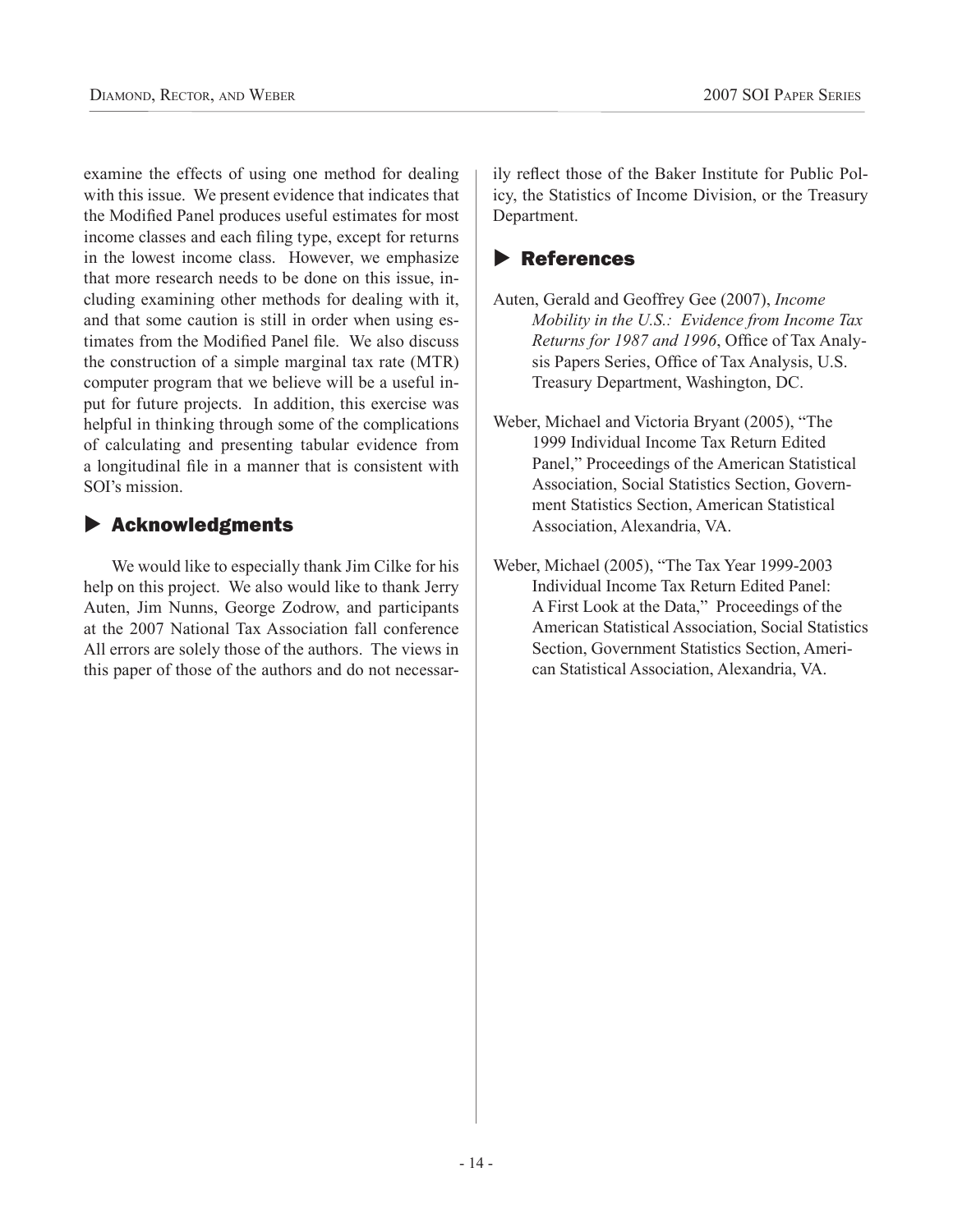examine the effects of using one method for dealing with this issue. We present evidence that indicates that the Modified Panel produces useful estimates for most income classes and each filing type, except for returns in the lowest income class. However, we emphasize that more research needs to be done on this issue, including examining other methods for dealing with it, and that some caution is still in order when using estimates from the Modified Panel file. We also discuss the construction of a simple marginal tax rate (MTR) computer program that we believe will be a useful input for future projects. In addition, this exercise was helpful in thinking through some of the complications of calculating and presenting tabular evidence from a longitudinal file in a manner that is consistent with SOI's mission.

## Acknowledgments

We would like to especially thank Jim Cilke for his help on this project. We also would like to thank Jerry Auten, Jim Nunns, George Zodrow, and participants at the 2007 National Tax Association fall conference All errors are solely those of the authors. The views in this paper of those of the authors and do not necessarily reflect those of the Baker Institute for Public Policy, the Statistics of Income Division, or the Treasury Department.

## References

Auten, Gerald and Geoffrey Gee (2007), *Income Mobility in the U.S.: Evidence from Income Tax Returns for 1987 and 1996*, Office of Tax Analysis Papers Series, Office of Tax Analysis, U.S. Treasury Department, Washington, DC.

Weber, Michael and Victoria Bryant (2005), "The 1999 Individual Income Tax Return Edited Panel," Proceedings of the American Statistical Association, Social Statistics Section, Government Statistics Section, American Statistical Association, Alexandria, VA.

Weber, Michael (2005), "The Tax Year 1999-2003 Individual Income Tax Return Edited Panel: A First Look at the Data," Proceedings of the American Statistical Association, Social Statistics Section, Government Statistics Section, American Statistical Association, Alexandria, VA.